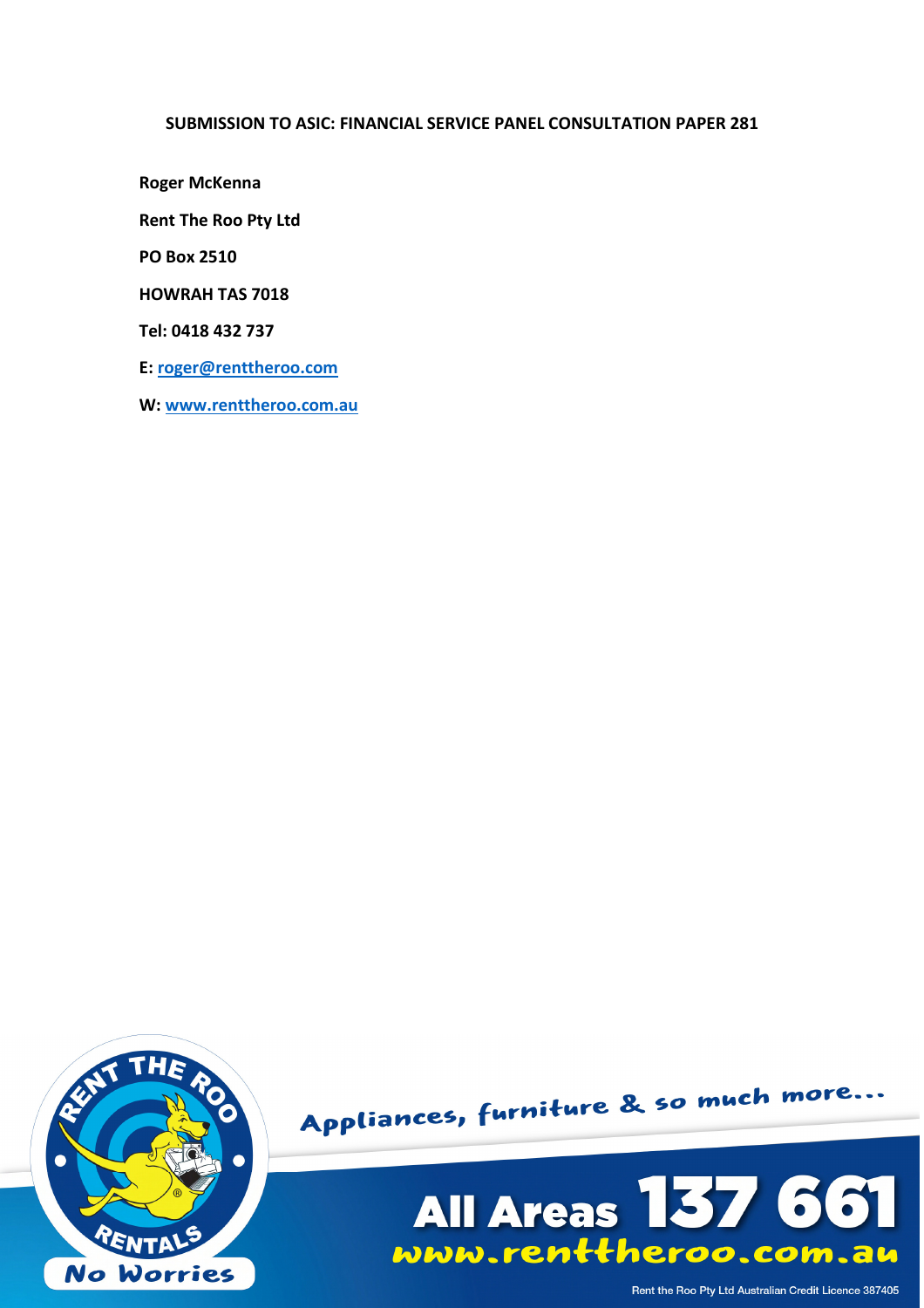**SUBMISSION TO ASIC: FINANCIAL SERVICE PANEL CONSULTATION PAPER 281**

**Roger McKenna**

**Rent The Roo Pty Ltd**

**PO Box 2510**

**HOWRAH TAS 7018**

**Tel: 0418 432 737**

**E: roger@renttheroo.com**

**W: www.renttheroo.com.au**

Appliances, furniture & so much more...

All Areas 137 661

www.renttheroo.com.au

Rent the Roo Pty Ltd Australian Credit Licence 387405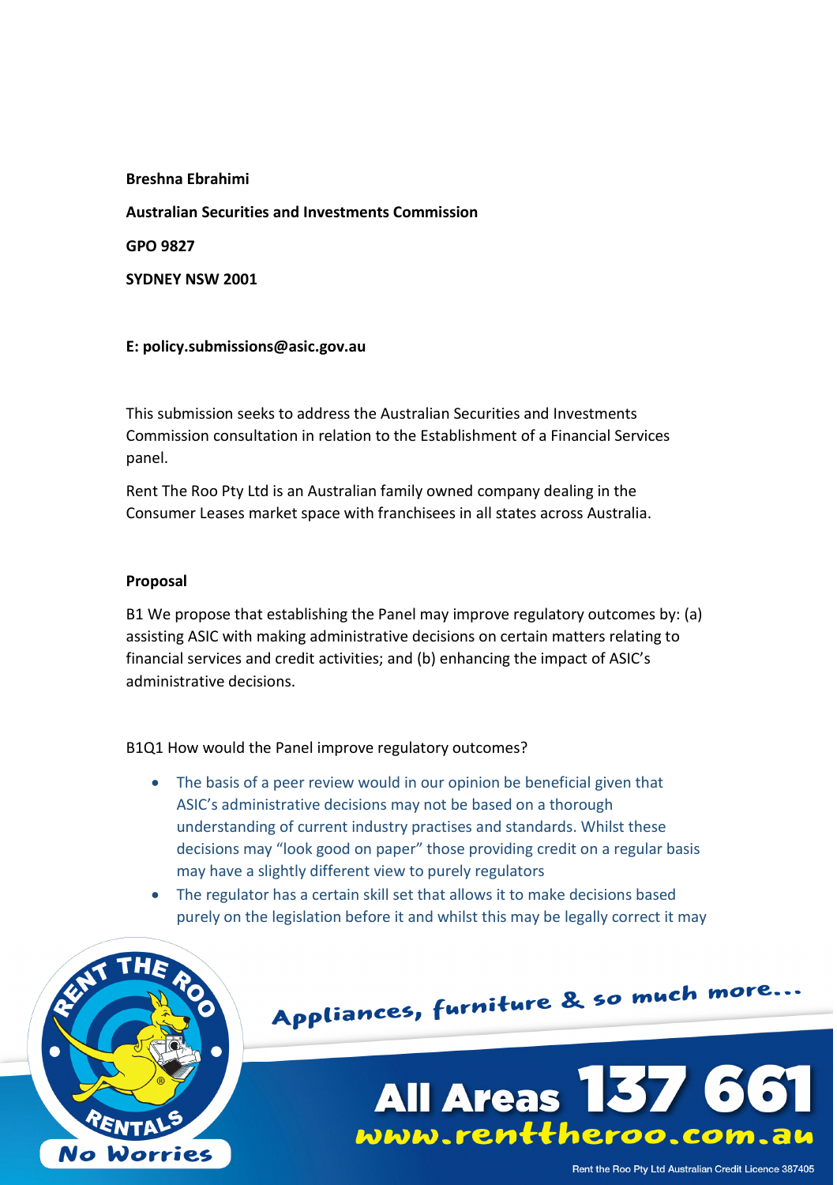**Breshna Ebrahimi**

**Australian Securities and Investments Commission**

**GPO 9827**

**SYDNEY NSW 2001**

**E: policy.submissions@asic.gov.au**

This submission seeks to address the Australian Securities and Investments Commission consultation in relation to the Establishment of a Financial Services panel.

Rent The Roo Pty Ltd is an Australian family owned company dealing in the Consumer Leases market space with franchisees in all states across Australia.

**Proposal**

B1 We propose that establishing the Panel may improve regulatory outcomes by: (a) assisting ASIC with making administrative decisions on certain matters relating to financial services and credit activities; and (b) enhancing the impact of ASIC's administrative decisions.

B1Q1 How would the Panel improve regulatory outcomes?

- The basis of a peer review would in our opinion be beneficial given that ASIC's administrative decisions may not be based on a thorough understanding of current industry practises and standards. Whilst these decisions may "look good on paper" those providing credit on a regular basis may have a slightly different view to purely regulators
- The regulator has a certain skill set that allows it to make decisions based purely on the legislation before it and whilst this may be legally correct it may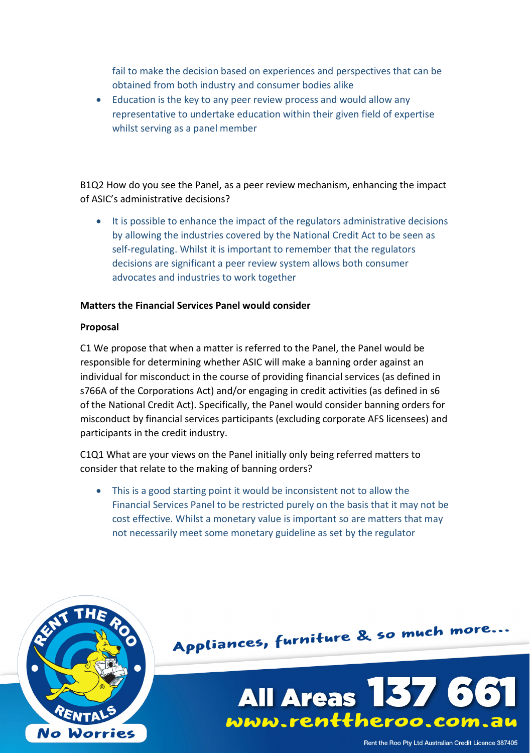fail to make the decision based on experiences and perspectives that can be obtained from both industry and consumer bodies alike

- Education is the key to any peer review process and would allow any representative to undertake education within their given field of expertise whilst serving as a panel member

B1Q2 How do you see the Panel, as a peer review mechanism, enhancing the impact of ASIC's administrative decisions?

- It is possible to enhance the impact of the regulators administrative decisions by allowing the industries covered by the National Credit Act to be seen as self-regulating. Whilst it is important to remember that the regulators decisions are significant a peer review system allows both consumer advocates and industries to work together

**Matters the Financial Services Panel would consider**

**Proposal**

C1 We propose that when a matter is referred to the Panel, the Panel would be responsible for determining whether ASIC will make a banning order against an individual for misconduct in the course of providing financial services (as defined in s766A of the Corporations Act) and/or engaging in credit activities (as defined in s6 of the National Credit Act). Specifically, the Panel would consider banning orders for misconduct by financial services participants (excluding corporate AFS licensees) and participants in the credit industry.

C1Q1 What are your views on the Panel initially only being referred matters to consider that relate to the making of banning orders?

- This is a good starting point it would be inconsistent not to allow the Financial Services Panel to be restricted purely on the basis that it may not be cost effective. Whilst a monetary value is important so are matters that may not necessarily meet some monetary guideline as set by the regulator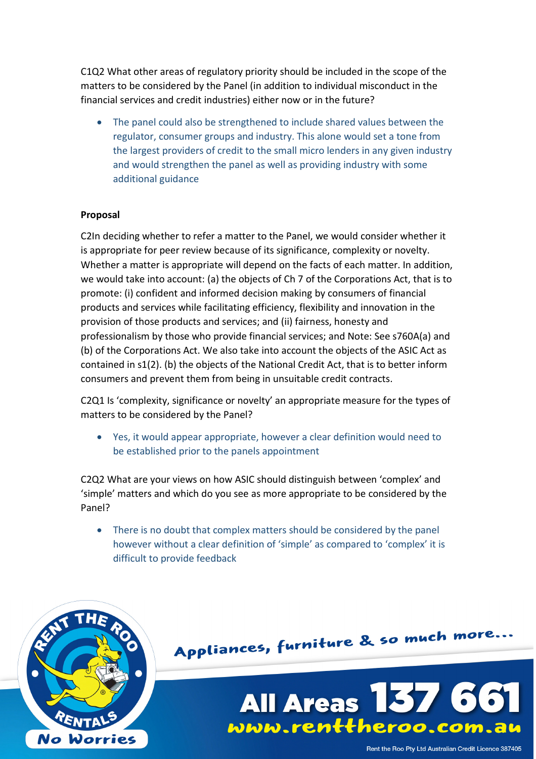C1Q2 What other areas of regulatory priority should be included in the scope of the matters to be considered by the Panel (in addition to individual misconduct in the financial services and credit industries) either now or in the future?

- The panel could also be strengthened to include shared values between the regulator, consumer groups and industry. This alone would set a tone from the largest providers of credit to the small micro lenders in any given industry and would strengthen the panel as well as providing industry with some additional guidance

**Proposal**

C2In deciding whether to refer a matter to the Panel, we would consider whether it is appropriate for peer review because of its significance, complexity or novelty. Whether a matter is appropriate will depend on the facts of each matter. In addition, we would take into account: (a) the objects of Ch 7 of the Corporations Act, that is to promote: (i) confident and informed decision making by consumers of financial products and services while facilitating efficiency, flexibility and innovation in the provision of those products and services; and (ii) fairness, honesty and professionalism by those who provide financial services; and Note: See s760A(a) and (b) of the Corporations Act. We also take into account the objects of the ASIC Act as contained in s1(2). (b) the objects of the National Credit Act, that is to better inform consumers and prevent them from being in unsuitable credit contracts.

C2Q1 Is 'complexity, significance or novelty' an appropriate measure for the types of matters to be considered by the Panel?

- Yes, it would appear appropriate, however a clear definition would need to be established prior to the panels appointment

C2Q2 What are your views on how ASIC should distinguish between 'complex' and 'simple' matters and which do you see as more appropriate to be considered by the Panel?

- There is no doubt that complex matters should be considered by the panel however without a clear definition of 'simple' as compared to 'complex' it is difficult to provide feedback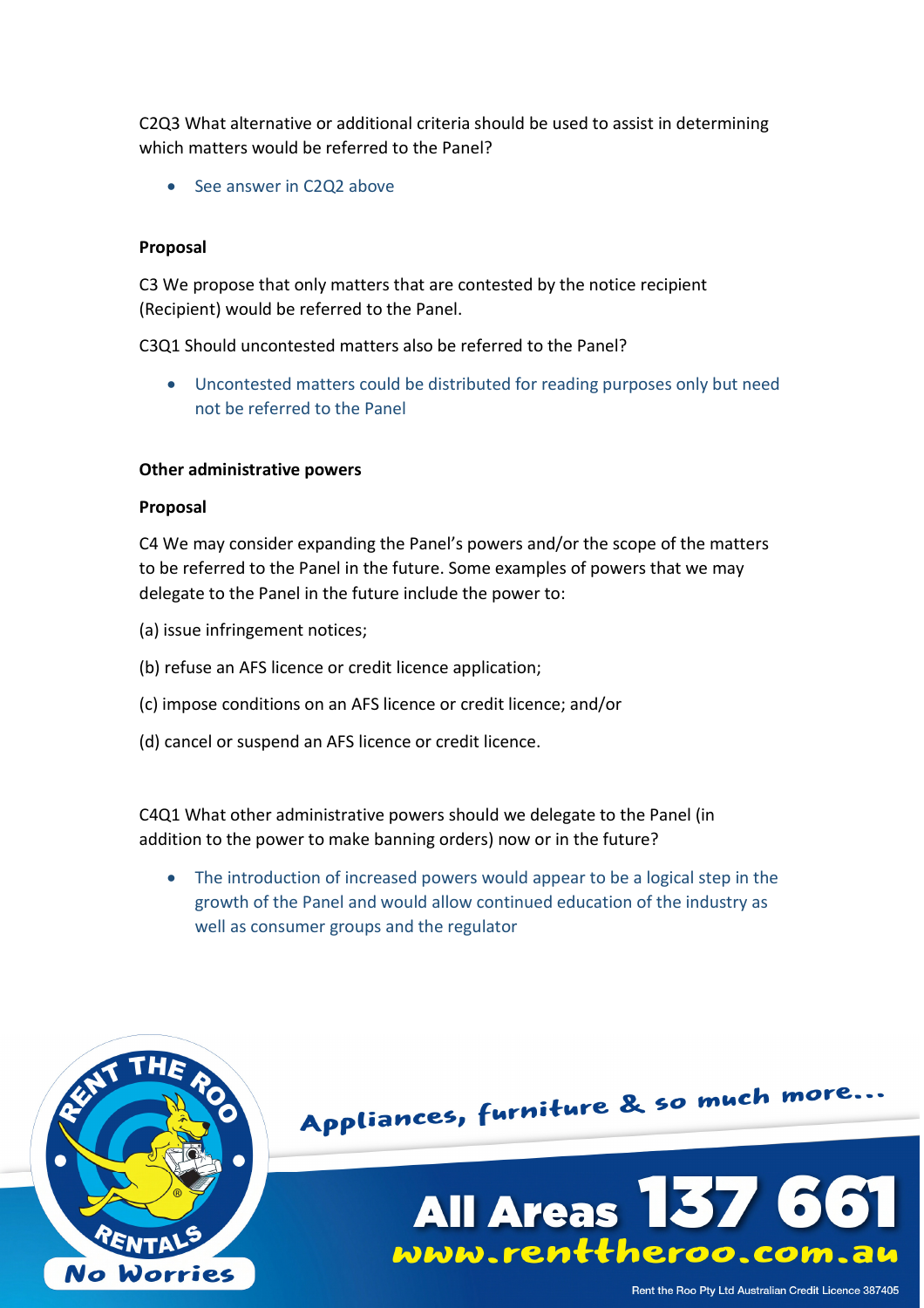C2Q3 What alternative or additional criteria should be used to assist in determining which matters would be referred to the Panel?

- See answer in C2Q2 above

**Proposal**

C3 We propose that only matters that are contested by the notice recipient (Recipient) would be referred to the Panel.

C3Q1 Should uncontested matters also be referred to the Panel?

- Uncontested matters could be distributed for reading purposes only but need not be referred to the Panel

**Other administrative powers**

**Proposal**

C4 We may consider expanding the Panel's powers and/or the scope of the matters to be referred to the Panel in the future. Some examples of powers that we may delegate to the Panel in the future include the power to:

(a) issue infringement notices;

(b) refuse an AFS licence or credit licence application;

(c) impose conditions on an AFS licence or credit licence; and/or

(d) cancel or suspend an AFS licence or credit licence.

C4Q1 What other administrative powers should we delegate to the Panel (in addition to the power to make banning orders) now or in the future?

- The introduction of increased powers would appear to be a logical step in the growth of the Panel and would allow continued education of the industry as well as consumer groups and the regulator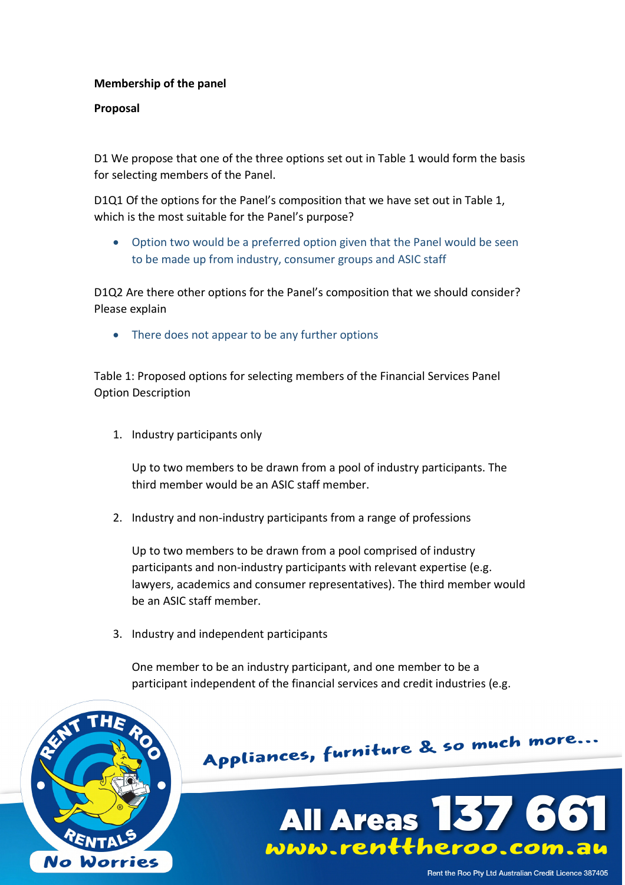**Membership of the panel**

**Proposal**

D1 We propose that one of the three options set out in Table 1 would form the basis for selecting members of the Panel.

D1Q1 Of the options for the Panel's composition that we have set out in Table 1, which is the most suitable for the Panel's purpose?

- Option two would be a preferred option given that the Panel would be seen to be made up from industry, consumer groups and ASIC staff

D1Q2 Are there other options for the Panel's composition that we should consider? Please explain

- There does not appear to be any further options

Table 1: Proposed options for selecting members of the Financial Services Panel
Option Description

1. Industry participants only

   Up to two members to be drawn from a pool of industry participants. The third member would be an ASIC staff member.

2. Industry and non-industry participants from a range of professions

   Up to two members to be drawn from a pool comprised of industry participants and non-industry participants with relevant expertise (e.g. lawyers, academics and consumer representatives). The third member would be an ASIC staff member.

3. Industry and independent participants

   One member to be an industry participant, and one member to be a participant independent of the financial services and credit industries (e.g.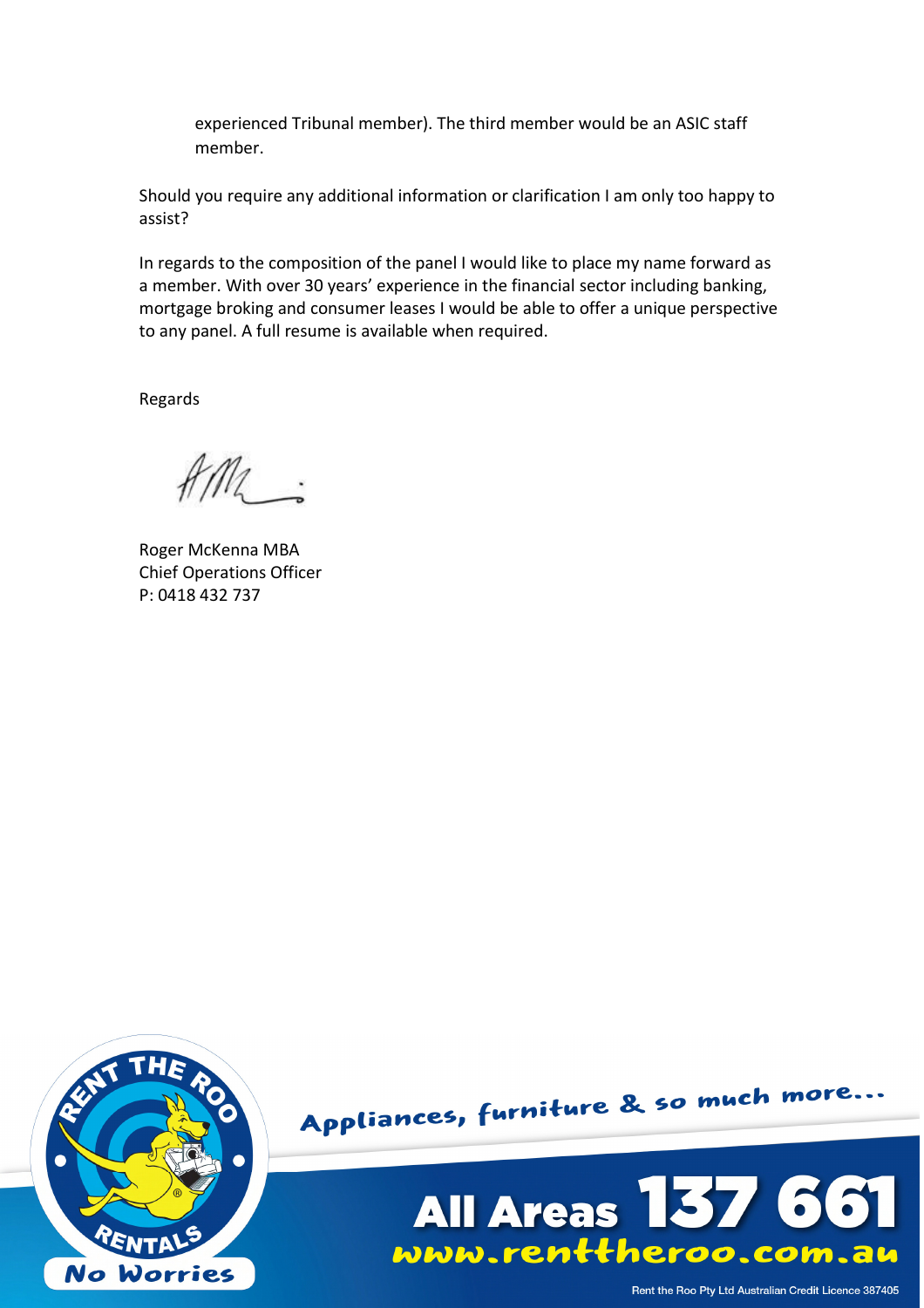experienced Tribunal member). The third member would be an ASIC staff member.

Should you require any additional information or clarification I am only too happy to assist?

In regards to the composition of the panel I would like to place my name forward as a member. With over 30 years' experience in the financial sector including banking, mortgage broking and consumer leases I would be able to offer a unique perspective to any panel. A full resume is available when required.

Regards

Roger McKenna MBA
Chief Operations Officer
P: 0418 432 737

Appliances, furniture & so much more...

All Areas 137 661
www.renttheroo.com.au

Rent the Roo Pty Ltd Australian Credit Licence 387405